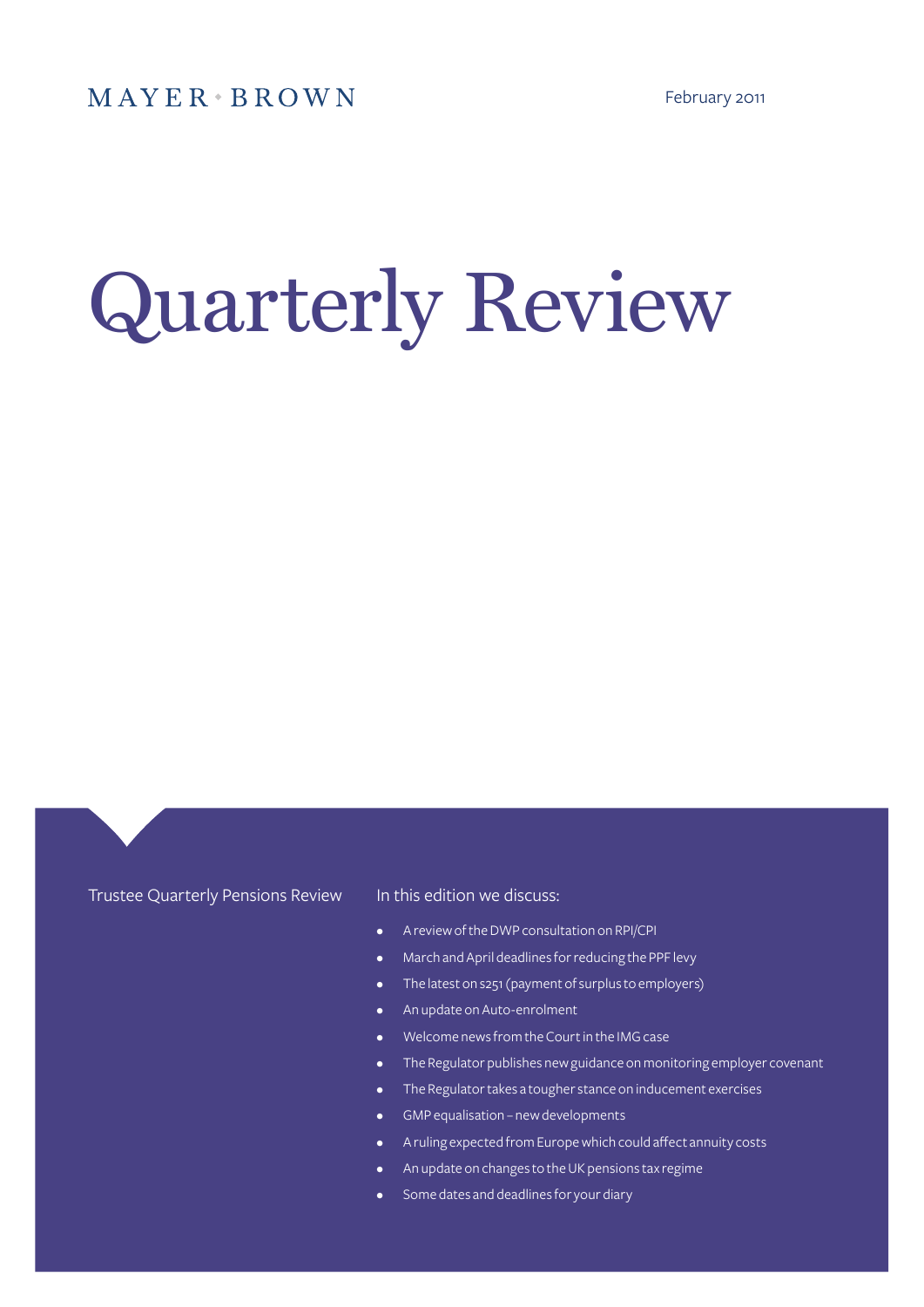MAYER • BROWN

February 2011

# Quarterly Review

Trustee Quarterly Pensions Review

In this edition we discuss:

- A review of the DWP consultation on RPI/CPI
- March and April deadlines for reducing the PPF levy
- The latest on s251 (payment of surplus to employers)
- An update on Auto-enrolment
- Welcome news from the Court in the IMG case
- The Regulator publishes new guidance on monitoring employer covenant
- The Regulator takes a tougher stance on inducement exercises
- GMP equalisation – new developments
- A ruling expected from Europe which could affect annuity costs
- An update on changes to the UK pensions tax regime
- Some dates and deadlines for your diary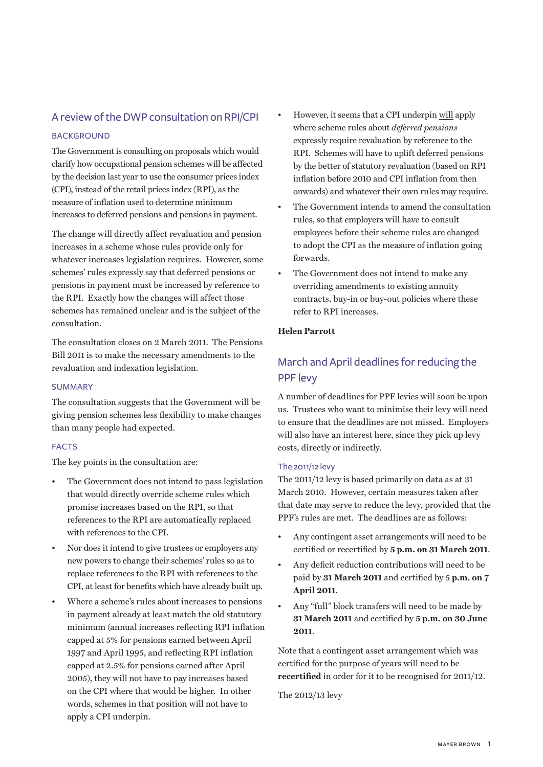## A review of the DWP consultation on RPI/CPI

### BACKGROUND

The Government is consulting on proposals which would clarify how occupational pension schemes will be affected by the decision last year to use the consumer prices index (CPI), instead of the retail prices index (RPI), as the measure of inflation used to determine minimum increases to deferred pensions and pensions in payment.

The change will directly affect revaluation and pension increases in a scheme whose rules provide only for whatever increases legislation requires. However, some schemes' rules expressly say that deferred pensions or pensions in payment must be increased by reference to the RPI. Exactly how the changes will affect those schemes has remained unclear and is the subject of the consultation.

The consultation closes on 2 March 2011. The Pensions Bill 2011 is to make the necessary amendments to the revaluation and indexation legislation.

### SUMMARY

The consultation suggests that the Government will be giving pension schemes less flexibility to make changes than many people had expected.

### FACTS

The key points in the consultation are:

- The Government does not intend to pass legislation that would directly override scheme rules which promise increases based on the RPI, so that references to the RPI are automatically replaced with references to the CPI.
- Nor does it intend to give trustees or employers any new powers to change their schemes' rules so as to replace references to the RPI with references to the CPI, at least for benefits which have already built up.
- Where a scheme's rules about increases to pensions in payment already at least match the old statutory minimum (annual increases reflecting RPI inflation capped at 5% for pensions earned between April 1997 and April 1995, and reflecting RPI inflation capped at 2.5% for pensions earned after April 2005), they will not have to pay increases based on the CPI where that would be higher. In other words, schemes in that position will not have to apply a CPI underpin.
- However, it seems that a CPI underpin will apply where scheme rules about *deferred pensions* expressly require revaluation by reference to the RPI. Schemes will have to uplift deferred pensions by the better of statutory revaluation (based on RPI inflation before 2010 and CPI inflation from then onwards) and whatever their own rules may require.
- The Government intends to amend the consultation rules, so that employers will have to consult employees before their scheme rules are changed to adopt the CPI as the measure of inflation going forwards.
- The Government does not intend to make any overriding amendments to existing annuity contracts, buy-in or buy-out policies where these refer to RPI increases.

**Helen Parrott**

## March and April deadlines for reducing the PPF levy

A number of deadlines for PPF levies will soon be upon us. Trustees who want to minimise their levy will need to ensure that the deadlines are not missed. Employers will also have an interest here, since they pick up levy costs, directly or indirectly.

### The 2011/12 levy

The 2011/12 levy is based primarily on data as at 31 March 2010. However, certain measures taken after that date may serve to reduce the levy, provided that the PPF's rules are met. The deadlines are as follows:

- Any contingent asset arrangements will need to be certified or recertified by **5 p.m. on 31 March 2011**.
- Any deficit reduction contributions will need to be paid by **31 March 2011** and certified by 5 **p.m. on 7 April 2011**.
- Any "full" block transfers will need to be made by **31 March 2011** and certified by **5 p.m. on 30 June 2011**.

Note that a contingent asset arrangement which was certified for the purpose of years will need to be **recertified** in order for it to be recognised for 2011/12.

The 2012/13 levy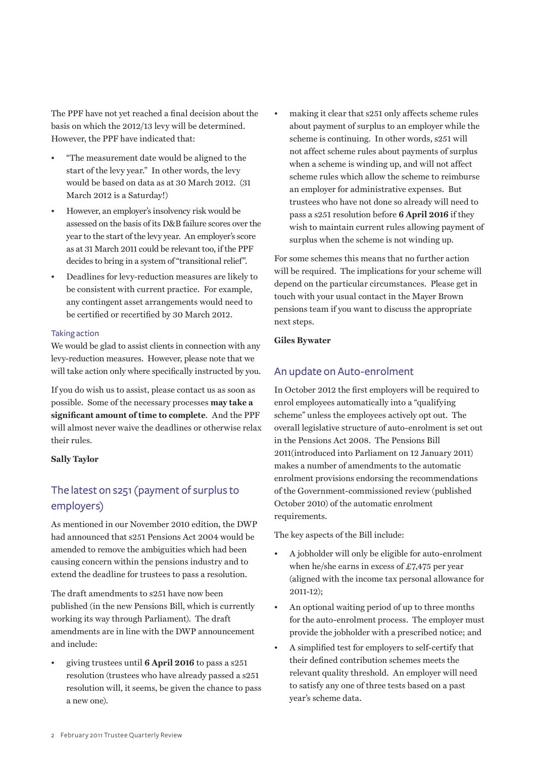The PPF have not yet reached a final decision about the basis on which the 2012/13 levy will be determined. However, the PPF have indicated that:

- "The measurement date would be aligned to the start of the levy year." In other words, the levy would be based on data as at 30 March 2012. (31 March 2012 is a Saturday!)
- However, an employer's insolvency risk would be assessed on the basis of its D&B failure scores over the year to the start of the levy year. An employer's score as at 31 March 2011 could be relevant too, if the PPF decides to bring in a system of "transitional relief".
- Deadlines for levy-reduction measures are likely to be consistent with current practice. For example, any contingent asset arrangements would need to be certified or recertified by 30 March 2012.

### Taking action

We would be glad to assist clients in connection with any levy-reduction measures. However, please note that we will take action only where specifically instructed by you.

If you do wish us to assist, please contact us as soon as possible. Some of the necessary processes **may take a significant amount of time to complete**. And the PPF will almost never waive the deadlines or otherwise relax their rules.

**Sally Taylor**

## The latest on s251 (payment of surplus to employers)

As mentioned in our November 2010 edition, the DWP had announced that s251 Pensions Act 2004 would be amended to remove the ambiguities which had been causing concern within the pensions industry and to extend the deadline for trustees to pass a resolution.

The draft amendments to s251 have now been published (in the new Pensions Bill, which is currently working its way through Parliament). The draft amendments are in line with the DWP announcement and include:

- giving trustees until **6 April 2016** to pass a s251 resolution (trustees who have already passed a s251 resolution will, it seems, be given the chance to pass a new one).
- making it clear that s251 only affects scheme rules about payment of surplus to an employer while the scheme is continuing. In other words, s251 will not affect scheme rules about payments of surplus when a scheme is winding up, and will not affect scheme rules which allow the scheme to reimburse an employer for administrative expenses. But trustees who have not done so already will need to pass a s251 resolution before **6 April 2016** if they wish to maintain current rules allowing payment of surplus when the scheme is not winding up.

For some schemes this means that no further action will be required. The implications for your scheme will depend on the particular circumstances. Please get in touch with your usual contact in the Mayer Brown pensions team if you want to discuss the appropriate next steps.

**Giles Bywater**

## An update on Auto-enrolment

In October 2012 the first employers will be required to enrol employees automatically into a "qualifying scheme" unless the employees actively opt out. The overall legislative structure of auto-enrolment is set out in the Pensions Act 2008. The Pensions Bill 2011(introduced into Parliament on 12 January 2011) makes a number of amendments to the automatic enrolment provisions endorsing the recommendations of the Government-commissioned review (published October 2010) of the automatic enrolment requirements.

The key aspects of the Bill include:

- A jobholder will only be eligible for auto-enrolment when he/she earns in excess of £7,475 per year (aligned with the income tax personal allowance for 2011-12);
- An optional waiting period of up to three months for the auto-enrolment process. The employer must provide the jobholder with a prescribed notice; and
- A simplified test for employers to self-certify that their defined contribution schemes meets the relevant quality threshold. An employer will need to satisfy any one of three tests based on a past year's scheme data.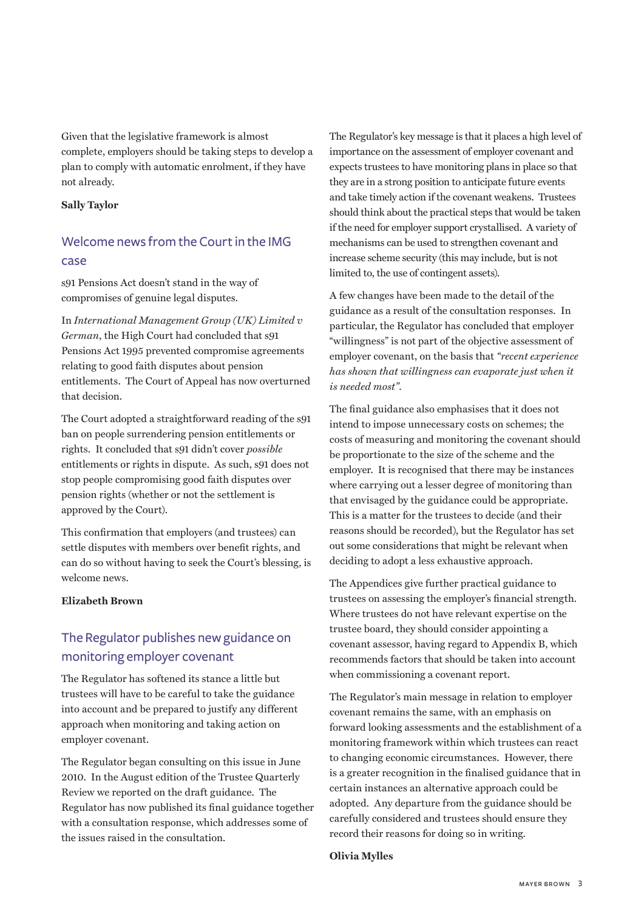Given that the legislative framework is almost complete, employers should be taking steps to develop a plan to comply with automatic enrolment, if they have not already.

**Sally Taylor**

## Welcome news from the Court in the IMG case

s91 Pensions Act doesn't stand in the way of compromises of genuine legal disputes.

In *International Management Group (UK) Limited v German*, the High Court had concluded that s91 Pensions Act 1995 prevented compromise agreements relating to good faith disputes about pension entitlements. The Court of Appeal has now overturned that decision.

The Court adopted a straightforward reading of the s91 ban on people surrendering pension entitlements or rights. It concluded that s91 didn't cover *possible* entitlements or rights in dispute. As such, s91 does not stop people compromising good faith disputes over pension rights (whether or not the settlement is approved by the Court).

This confirmation that employers (and trustees) can settle disputes with members over benefit rights, and can do so without having to seek the Court's blessing, is welcome news.

**Elizabeth Brown**

## The Regulator publishes new guidance on monitoring employer covenant

The Regulator has softened its stance a little but trustees will have to be careful to take the guidance into account and be prepared to justify any different approach when monitoring and taking action on employer covenant.

The Regulator began consulting on this issue in June 2010. In the August edition of the Trustee Quarterly Review we reported on the draft guidance. The Regulator has now published its final guidance together with a consultation response, which addresses some of the issues raised in the consultation.

The Regulator's key message is that it places a high level of importance on the assessment of employer covenant and expects trustees to have monitoring plans in place so that they are in a strong position to anticipate future events and take timely action if the covenant weakens. Trustees should think about the practical steps that would be taken if the need for employer support crystallised. A variety of mechanisms can be used to strengthen covenant and increase scheme security (this may include, but is not limited to, the use of contingent assets).

A few changes have been made to the detail of the guidance as a result of the consultation responses. In particular, the Regulator has concluded that employer "willingness" is not part of the objective assessment of employer covenant, on the basis that *"recent experience has shown that willingness can evaporate just when it is needed most"*.

The final guidance also emphasises that it does not intend to impose unnecessary costs on schemes; the costs of measuring and monitoring the covenant should be proportionate to the size of the scheme and the employer. It is recognised that there may be instances where carrying out a lesser degree of monitoring than that envisaged by the guidance could be appropriate. This is a matter for the trustees to decide (and their reasons should be recorded), but the Regulator has set out some considerations that might be relevant when deciding to adopt a less exhaustive approach.

The Appendices give further practical guidance to trustees on assessing the employer's financial strength. Where trustees do not have relevant expertise on the trustee board, they should consider appointing a covenant assessor, having regard to Appendix B, which recommends factors that should be taken into account when commissioning a covenant report.

The Regulator's main message in relation to employer covenant remains the same, with an emphasis on forward looking assessments and the establishment of a monitoring framework within which trustees can react to changing economic circumstances. However, there is a greater recognition in the finalised guidance that in certain instances an alternative approach could be adopted. Any departure from the guidance should be carefully considered and trustees should ensure they record their reasons for doing so in writing.

**Olivia Mylles**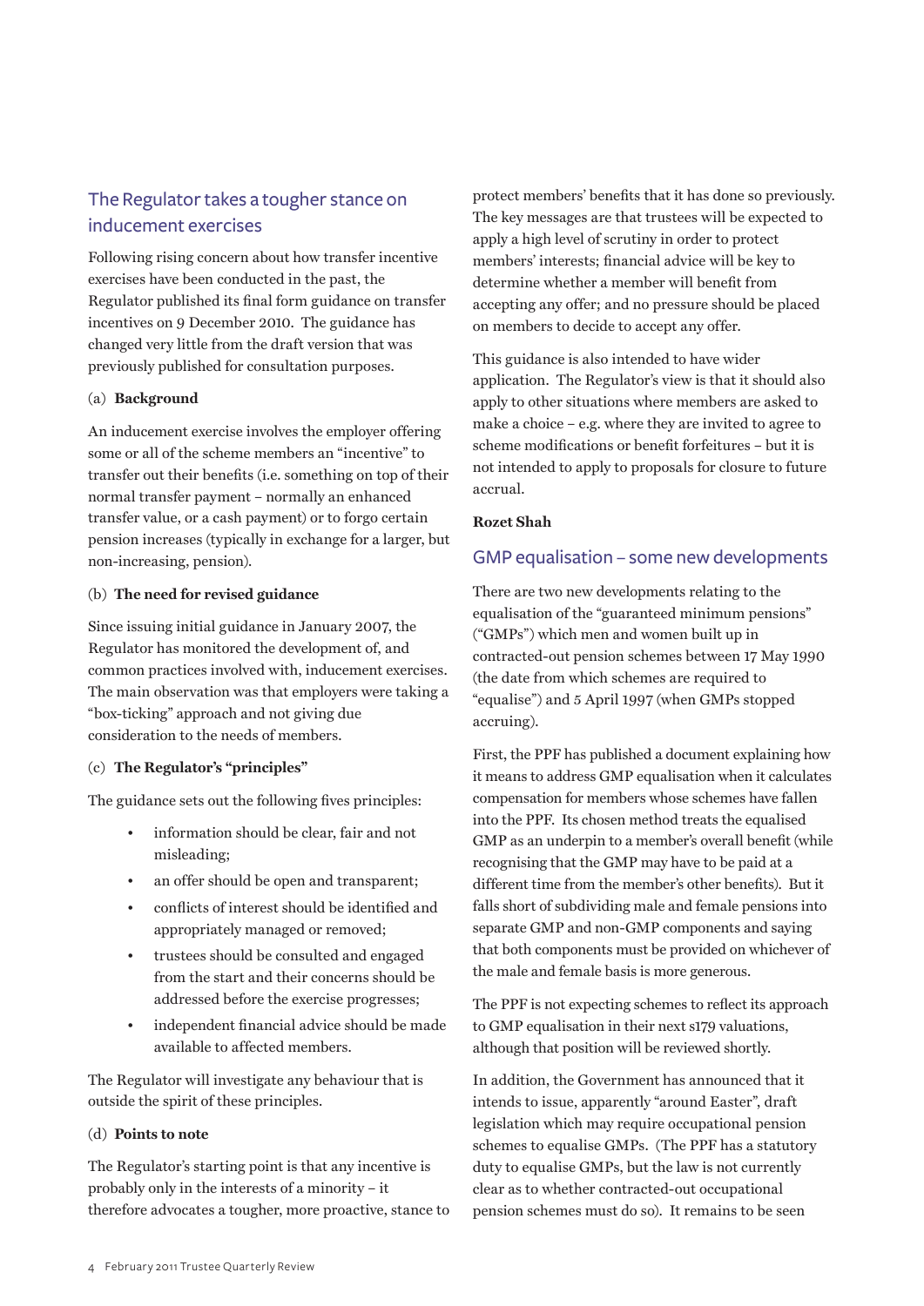## The Regulator takes a tougher stance on inducement exercises

Following rising concern about how transfer incentive exercises have been conducted in the past, the Regulator published its final form guidance on transfer incentives on 9 December 2010. The guidance has changed very little from the draft version that was previously published for consultation purposes.

(a) **Background**

An inducement exercise involves the employer offering some or all of the scheme members an "incentive" to transfer out their benefits (i.e. something on top of their normal transfer payment – normally an enhanced transfer value, or a cash payment) or to forgo certain pension increases (typically in exchange for a larger, but non-increasing, pension).

(b) **The need for revised guidance**

Since issuing initial guidance in January 2007, the Regulator has monitored the development of, and common practices involved with, inducement exercises. The main observation was that employers were taking a "box-ticking" approach and not giving due consideration to the needs of members.

(c) **The Regulator's "principles"**

The guidance sets out the following fives principles:

- information should be clear, fair and not misleading;
- an offer should be open and transparent;
- conflicts of interest should be identified and appropriately managed or removed;
- trustees should be consulted and engaged from the start and their concerns should be addressed before the exercise progresses;
- independent financial advice should be made available to affected members.

The Regulator will investigate any behaviour that is outside the spirit of these principles.

(d) **Points to note**

The Regulator's starting point is that any incentive is probably only in the interests of a minority – it therefore advocates a tougher, more proactive, stance to protect members' benefits that it has done so previously. The key messages are that trustees will be expected to apply a high level of scrutiny in order to protect members' interests; financial advice will be key to determine whether a member will benefit from accepting any offer; and no pressure should be placed on members to decide to accept any offer.

This guidance is also intended to have wider application. The Regulator's view is that it should also apply to other situations where members are asked to make a choice – e.g. where they are invited to agree to scheme modifications or benefit forfeitures – but it is not intended to apply to proposals for closure to future accrual.

**Rozet Shah**

## GMP equalisation – some new developments

There are two new developments relating to the equalisation of the "guaranteed minimum pensions" ("GMPs") which men and women built up in contracted-out pension schemes between 17 May 1990 (the date from which schemes are required to "equalise") and 5 April 1997 (when GMPs stopped accruing).

First, the PPF has published a document explaining how it means to address GMP equalisation when it calculates compensation for members whose schemes have fallen into the PPF. Its chosen method treats the equalised GMP as an underpin to a member's overall benefit (while recognising that the GMP may have to be paid at a different time from the member's other benefits). But it falls short of subdividing male and female pensions into separate GMP and non-GMP components and saying that both components must be provided on whichever of the male and female basis is more generous.

The PPF is not expecting schemes to reflect its approach to GMP equalisation in their next s179 valuations, although that position will be reviewed shortly.

In addition, the Government has announced that it intends to issue, apparently "around Easter", draft legislation which may require occupational pension schemes to equalise GMPs. (The PPF has a statutory duty to equalise GMPs, but the law is not currently clear as to whether contracted-out occupational pension schemes must do so). It remains to be seen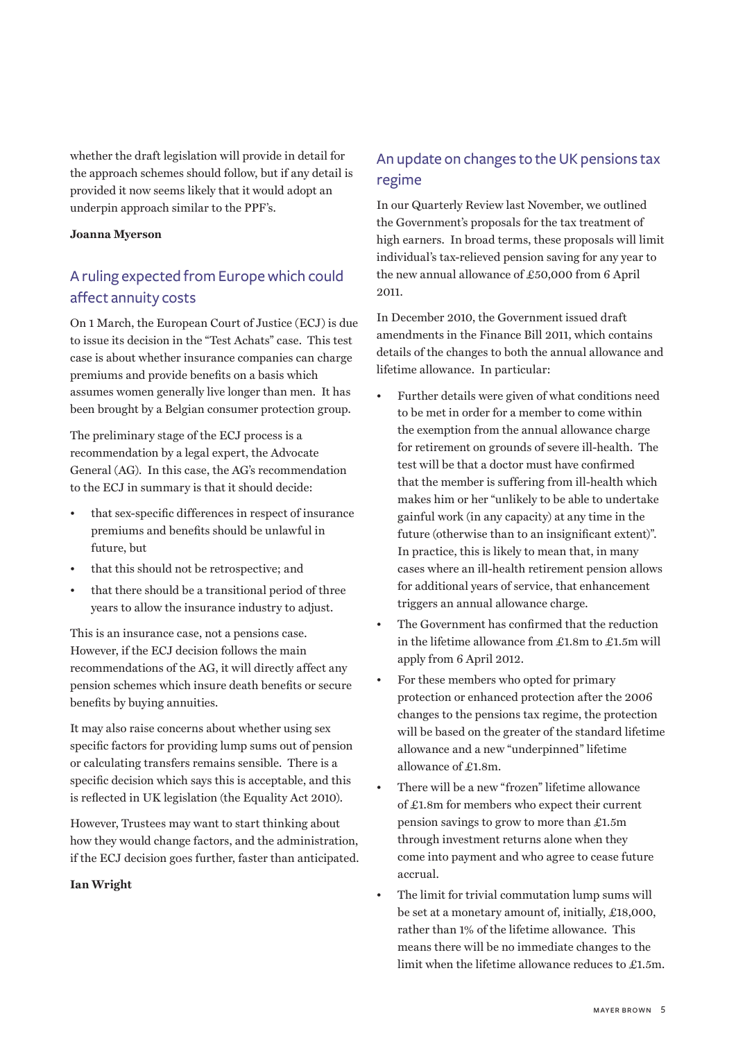whether the draft legislation will provide in detail for the approach schemes should follow, but if any detail is provided it now seems likely that it would adopt an underpin approach similar to the PPF's.

**Joanna Myerson**

## A ruling expected from Europe which could affect annuity costs

On 1 March, the European Court of Justice (ECJ) is due to issue its decision in the "Test Achats" case. This test case is about whether insurance companies can charge premiums and provide benefits on a basis which assumes women generally live longer than men. It has been brought by a Belgian consumer protection group.

The preliminary stage of the ECJ process is a recommendation by a legal expert, the Advocate General (AG). In this case, the AG's recommendation to the ECJ in summary is that it should decide:

- that sex-specific differences in respect of insurance premiums and benefits should be unlawful in future, but
- that this should not be retrospective; and
- that there should be a transitional period of three years to allow the insurance industry to adjust.

This is an insurance case, not a pensions case. However, if the ECJ decision follows the main recommendations of the AG, it will directly affect any pension schemes which insure death benefits or secure benefits by buying annuities.

It may also raise concerns about whether using sex specific factors for providing lump sums out of pension or calculating transfers remains sensible. There is a specific decision which says this is acceptable, and this is reflected in UK legislation (the Equality Act 2010).

However, Trustees may want to start thinking about how they would change factors, and the administration, if the ECJ decision goes further, faster than anticipated.

**Ian Wright**

## An update on changes to the UK pensions tax regime

In our Quarterly Review last November, we outlined the Government's proposals for the tax treatment of high earners. In broad terms, these proposals will limit individual's tax-relieved pension saving for any year to the new annual allowance of £50,000 from 6 April 2011.

In December 2010, the Government issued draft amendments in the Finance Bill 2011, which contains details of the changes to both the annual allowance and lifetime allowance. In particular:

- Further details were given of what conditions need to be met in order for a member to come within the exemption from the annual allowance charge for retirement on grounds of severe ill-health. The test will be that a doctor must have confirmed that the member is suffering from ill-health which makes him or her "unlikely to be able to undertake gainful work (in any capacity) at any time in the future (otherwise than to an insignificant extent)". In practice, this is likely to mean that, in many cases where an ill-health retirement pension allows for additional years of service, that enhancement triggers an annual allowance charge.
- The Government has confirmed that the reduction in the lifetime allowance from £1.8m to £1.5m will apply from 6 April 2012.
- For these members who opted for primary protection or enhanced protection after the 2006 changes to the pensions tax regime, the protection will be based on the greater of the standard lifetime allowance and a new "underpinned" lifetime allowance of £1.8m.
- There will be a new "frozen" lifetime allowance of £1.8m for members who expect their current pension savings to grow to more than £1.5m through investment returns alone when they come into payment and who agree to cease future accrual.
- The limit for trivial commutation lump sums will be set at a monetary amount of, initially, £18,000, rather than 1% of the lifetime allowance. This means there will be no immediate changes to the limit when the lifetime allowance reduces to £1.5m.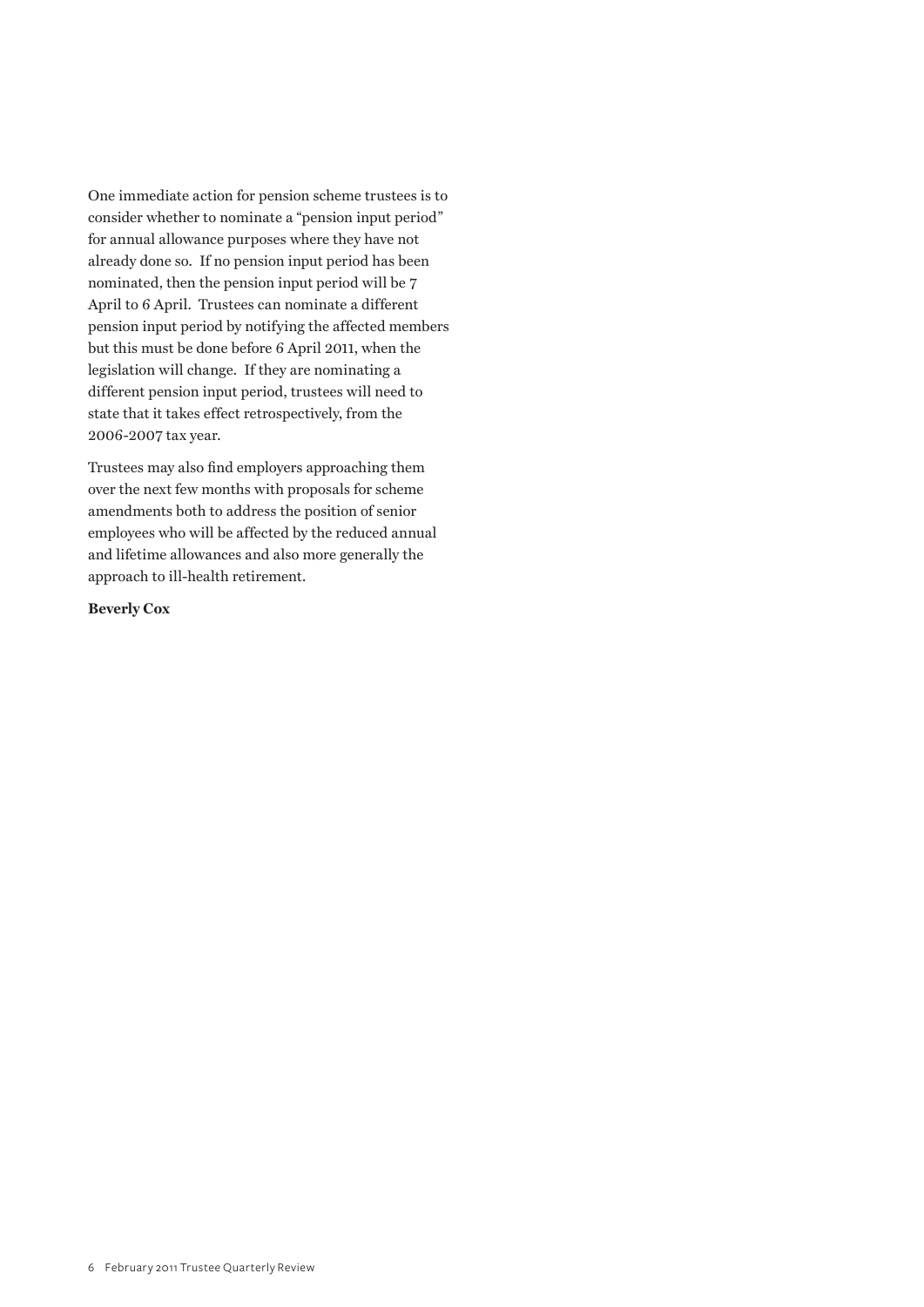One immediate action for pension scheme trustees is to consider whether to nominate a "pension input period" for annual allowance purposes where they have not already done so. If no pension input period has been nominated, then the pension input period will be 7 April to 6 April. Trustees can nominate a different pension input period by notifying the affected members but this must be done before 6 April 2011, when the legislation will change. If they are nominating a different pension input period, trustees will need to state that it takes effect retrospectively, from the 2006-2007 tax year.

Trustees may also find employers approaching them over the next few months with proposals for scheme amendments both to address the position of senior employees who will be affected by the reduced annual and lifetime allowances and also more generally the approach to ill-health retirement.

**Beverly Cox**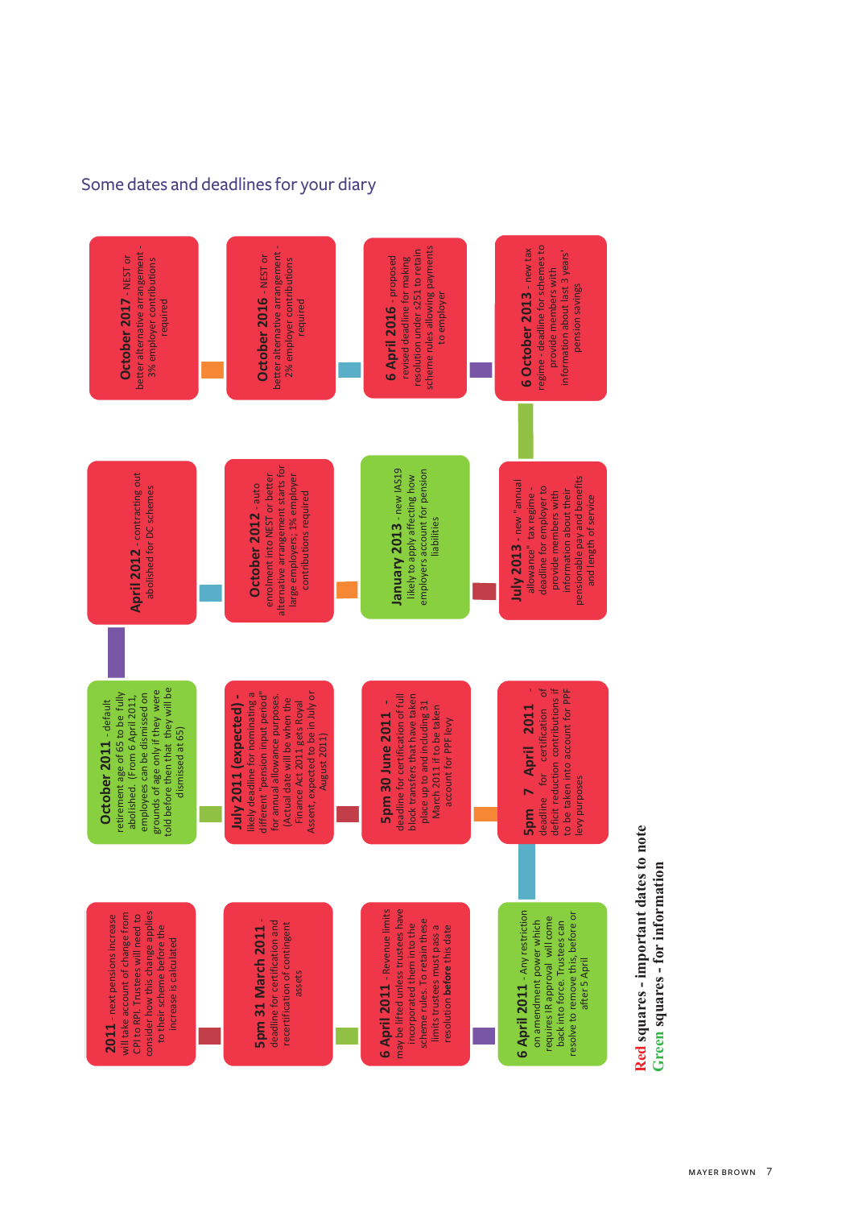## Some dates and deadlines for your diary

- **2011** - next pensions increase will take account of change from CPI to RPI. Trustees will need to consider how this change applies to their scheme before the increase is calculated
- **5pm 31 March 2011** - deadline for certification and recertification of contingent assets
- **6 April 2011** - Revenue limits may be lifted unless trustees have incorporated them into the scheme rules. To retain these limits trustees must pass a resolution **before** this date
- **6 April 2011** - Any restriction on amendment power which requires IR approval will come back into force. Trustees can resolve to remove this, before or after 5 April
- **5pm 7 April 2011** - deadline for certification of deficit reduction contributions if to be taken into account for PPF levy purposes
- **5pm 30 June 2011** - deadline for certification of full block transfers that have taken place up to and including 31 March 2011 if to be taken account for PPF levy
- **July 2011 (expected)** - likely deadline for nominating a different "pension input period" for annual allowance purposes. (Actual date will be when the Finance Act 2011 gets Royal Assent, expected to be in July or August 2011)
- **October 2011** - default retirement age of 65 to be fully abolished. (From 6 April 2011, employees can be dismissed on grounds of age only if they were told before then that they will be dismissed at 65)
- **April 2012** - contracting out abolished for DC schemes
- **October 2012** - auto enrolment into NEST or better alternative arrangement starts for large employers; 1% employer contributions required
- **January 2013** - new IAS19 likely to apply affecting how employers account for pension liabilities
- **July 2013** - new "annual allowance" tax regime - deadline for employer to provide members with information about their pensionable pay and benefits and length of service
- **6 October 2013** - new tax regime - deadline for schemes to provide members with information about last 3 years' pension savings
- **6 April 2016** - proposed revised deadline for making resolution under s251 to retain scheme rules allowing payments to employer
- **October 2016** - NEST or better alternative arrangement - 2% employer contributions required
- **October 2017** - NEST or better alternative arrangement - 3% employer contributions required

**Red squares - important dates to note**
**Green squares - for information**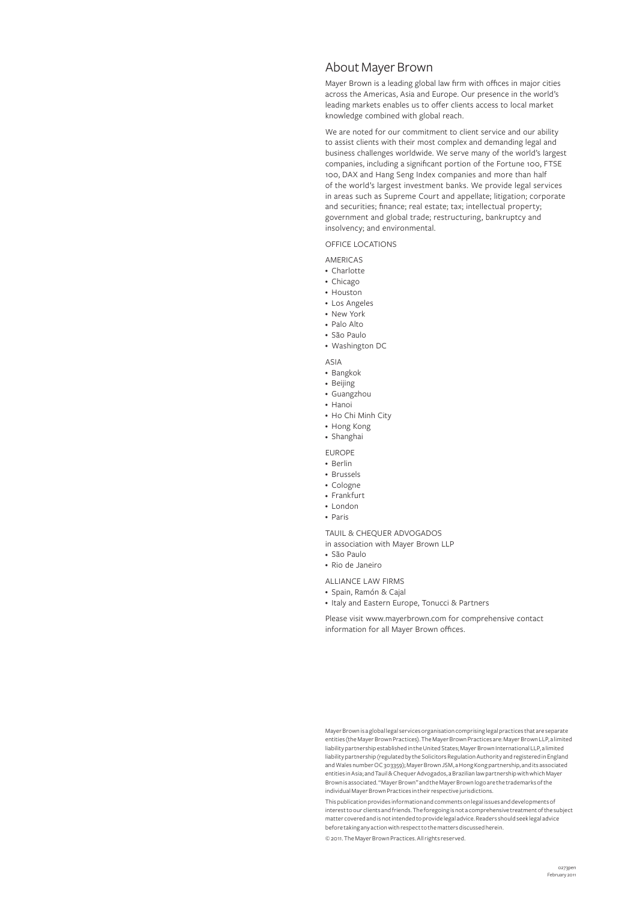## About Mayer Brown

Mayer Brown is a leading global law firm with offices in major cities across the Americas, Asia and Europe. Our presence in the world's leading markets enables us to offer clients access to local market knowledge combined with global reach.

We are noted for our commitment to client service and our ability to assist clients with their most complex and demanding legal and business challenges worldwide. We serve many of the world's largest companies, including a significant portion of the Fortune 100, FTSE 100, DAX and Hang Seng Index companies and more than half of the world's largest investment banks. We provide legal services in areas such as Supreme Court and appellate; litigation; corporate and securities; finance; real estate; tax; intellectual property; government and global trade; restructuring, bankruptcy and insolvency; and environmental.

OFFICE LOCATIONS

AMERICAS

- Charlotte
- Chicago
- Houston
- Los Angeles
- New York
- Palo Alto
- São Paulo
- Washington DC

ASIA

- Bangkok
- Beijing
- Guangzhou
- Hanoi
- Ho Chi Minh City
- Hong Kong
- Shanghai

EUROPE

- Berlin
- Brussels
- Cologne
- Frankfurt
- London
- Paris

TAUIL & CHEQUER ADVOGADOS
in association with Mayer Brown LLP

- São Paulo
- Rio de Janeiro

ALLIANCE LAW FIRMS

- Spain, Ramón & Cajal
- Italy and Eastern Europe, Tonucci & Partners

Please visit www.mayerbrown.com for comprehensive contact information for all Mayer Brown offices.

Mayer Brown is a global legal services organisation comprising legal practices that are separate entities (the Mayer Brown Practices). The Mayer Brown Practices are: Mayer Brown LLP, a limited liability partnership established in the United States; Mayer Brown International LLP, a limited liability partnership (regulated by the Solicitors Regulation Authority and registered in England and Wales number OC 303359); Mayer Brown JSM, a Hong Kong partnership, and its associated entities in Asia; and Tauil & Chequer Advogados, a Brazilian law partnership with which Mayer Brown is associated. "Mayer Brown" and the Mayer Brown logo are the trademarks of the individual Mayer Brown Practices in their respective jurisdictions.

This publication provides information and comments on legal issues and developments of interest to our clients and friends. The foregoing is not a comprehensive treatment of the subject matter covered and is not intended to provide legal advice. Readers should seek legal advice before taking any action with respect to the matters discussed herein.

© 2011. The Mayer Brown Practices. All rights reserved.

0273pen
February 2011